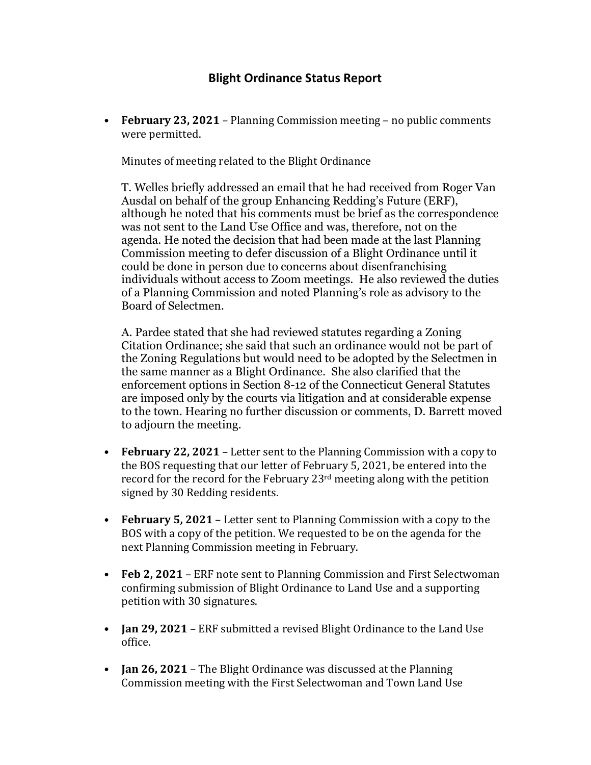## Blight Ordinance Status Report

- **February 23, 2021** – Planning Commission meeting – no public comments were permitted.

  Minutes of meeting related to the Blight Ordinance

  T. Welles briefly addressed an email that he had received from Roger Van Ausdal on behalf of the group Enhancing Redding's Future (ERF), although he noted that his comments must be brief as the correspondence was not sent to the Land Use Office and was, therefore, not on the agenda. He noted the decision that had been made at the last Planning Commission meeting to defer discussion of a Blight Ordinance until it could be done in person due to concerns about disenfranchising individuals without access to Zoom meetings. He also reviewed the duties of a Planning Commission and noted Planning's role as advisory to the Board of Selectmen.

  A. Pardee stated that she had reviewed statutes regarding a Zoning Citation Ordinance; she said that such an ordinance would not be part of the Zoning Regulations but would need to be adopted by the Selectmen in the same manner as a Blight Ordinance. She also clarified that the enforcement options in Section 8-12 of the Connecticut General Statutes are imposed only by the courts via litigation and at considerable expense to the town. Hearing no further discussion or comments, D. Barrett moved to adjourn the meeting.

- **February 22, 2021** – Letter sent to the Planning Commission with a copy to the BOS requesting that our letter of February 5, 2021, be entered into the record for the record for the February 23rd meeting along with the petition signed by 30 Redding residents.

- **February 5, 2021** – Letter sent to Planning Commission with a copy to the BOS with a copy of the petition. We requested to be on the agenda for the next Planning Commission meeting in February.

- **Feb 2, 2021** – ERF note sent to Planning Commission and First Selectwoman confirming submission of Blight Ordinance to Land Use and a supporting petition with 30 signatures.

- **Jan 29, 2021** – ERF submitted a revised Blight Ordinance to the Land Use office.

- **Jan 26, 2021** – The Blight Ordinance was discussed at the Planning Commission meeting with the First Selectwoman and Town Land Use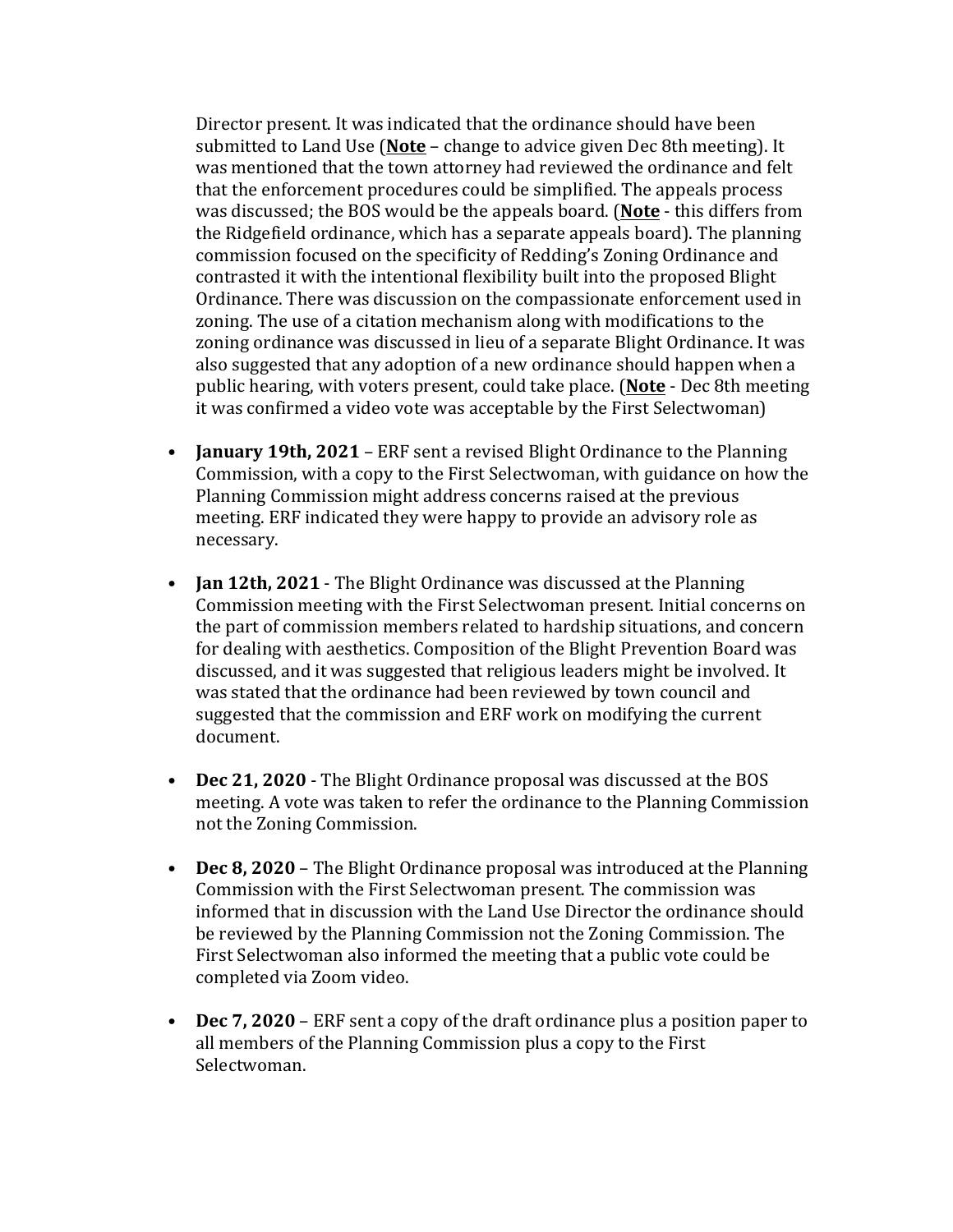Director present. It was indicated that the ordinance should have been submitted to Land Use (**Note** – change to advice given Dec 8th meeting). It was mentioned that the town attorney had reviewed the ordinance and felt that the enforcement procedures could be simplified. The appeals process was discussed; the BOS would be the appeals board. (**Note** - this differs from the Ridgefield ordinance, which has a separate appeals board). The planning commission focused on the specificity of Redding's Zoning Ordinance and contrasted it with the intentional flexibility built into the proposed Blight Ordinance. There was discussion on the compassionate enforcement used in zoning. The use of a citation mechanism along with modifications to the zoning ordinance was discussed in lieu of a separate Blight Ordinance. It was also suggested that any adoption of a new ordinance should happen when a public hearing, with voters present, could take place. (**Note** - Dec 8th meeting it was confirmed a video vote was acceptable by the First Selectwoman)

- **January 19th, 2021** – ERF sent a revised Blight Ordinance to the Planning Commission, with a copy to the First Selectwoman, with guidance on how the Planning Commission might address concerns raised at the previous meeting. ERF indicated they were happy to provide an advisory role as necessary.

- **Jan 12th, 2021** - The Blight Ordinance was discussed at the Planning Commission meeting with the First Selectwoman present. Initial concerns on the part of commission members related to hardship situations, and concern for dealing with aesthetics. Composition of the Blight Prevention Board was discussed, and it was suggested that religious leaders might be involved. It was stated that the ordinance had been reviewed by town council and suggested that the commission and ERF work on modifying the current document.

- **Dec 21, 2020** - The Blight Ordinance proposal was discussed at the BOS meeting. A vote was taken to refer the ordinance to the Planning Commission not the Zoning Commission.

- **Dec 8, 2020** – The Blight Ordinance proposal was introduced at the Planning Commission with the First Selectwoman present. The commission was informed that in discussion with the Land Use Director the ordinance should be reviewed by the Planning Commission not the Zoning Commission. The First Selectwoman also informed the meeting that a public vote could be completed via Zoom video.

- **Dec 7, 2020** – ERF sent a copy of the draft ordinance plus a position paper to all members of the Planning Commission plus a copy to the First Selectwoman.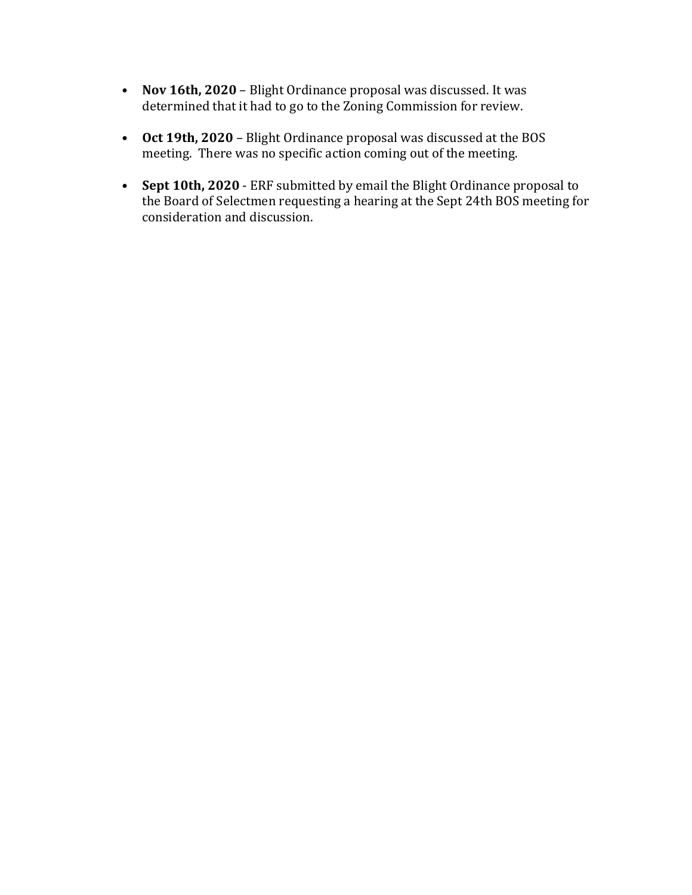- **Nov 16th, 2020** – Blight Ordinance proposal was discussed. It was determined that it had to go to the Zoning Commission for review.

- **Oct 19th, 2020** – Blight Ordinance proposal was discussed at the BOS meeting. There was no specific action coming out of the meeting.

- **Sept 10th, 2020** - ERF submitted by email the Blight Ordinance proposal to the Board of Selectmen requesting a hearing at the Sept 24th BOS meeting for consideration and discussion.